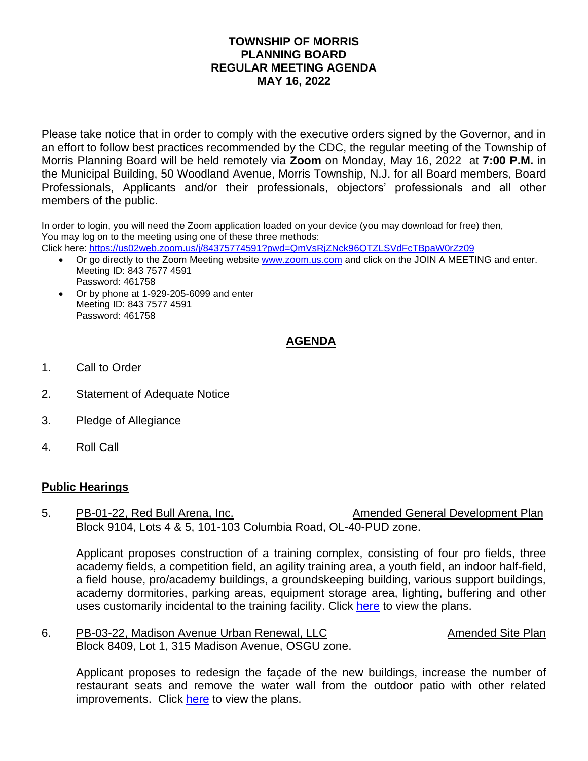# TOWNSHIP OF MORRIS
# PLANNING BOARD
# REGULAR MEETING AGENDA
# MAY 16, 2022

Please take notice that in order to comply with the executive orders signed by the Governor, and in an effort to follow best practices recommended by the CDC, the regular meeting of the Township of Morris Planning Board will be held remotely via **Zoom** on Monday, May 16, 2022 at **7:00 P.M.** in the Municipal Building, 50 Woodland Avenue, Morris Township, N.J. for all Board members, Board Professionals, Applicants and/or their professionals, objectors' professionals and all other members of the public.

In order to login, you will need the Zoom application loaded on your device (you may download for free) then, You may log on to the meeting using one of these three methods:
Click here: https://us02web.zoom.us/j/84375774591?pwd=QmVsRjZNck96QTZLSVdFcTBpaW0rZz09

- Or go directly to the Zoom Meeting website www.zoom.us.com and click on the JOIN A MEETING and enter.
  Meeting ID: 843 7577 4591
  Password: 461758
- Or by phone at 1-929-205-6099 and enter
  Meeting ID: 843 7577 4591
  Password: 461758

## AGENDA

1. Call to Order
2. Statement of Adequate Notice
3. Pledge of Allegiance
4. Roll Call

## Public Hearings

5. PB-01-22, Red Bull Arena, Inc. — Amended General Development Plan
   Block 9104, Lots 4 & 5, 101-103 Columbia Road, OL-40-PUD zone.

   Applicant proposes construction of a training complex, consisting of four pro fields, three academy fields, a competition field, an agility training area, a youth field, an indoor half-field, a field house, pro/academy buildings, a groundskeeping building, various support buildings, academy dormitories, parking areas, equipment storage area, lighting, buffering and other uses customarily incidental to the training facility. Click here to view the plans.

6. PB-03-22, Madison Avenue Urban Renewal, LLC — Amended Site Plan
   Block 8409, Lot 1, 315 Madison Avenue, OSGU zone.

   Applicant proposes to redesign the façade of the new buildings, increase the number of restaurant seats and remove the water wall from the outdoor patio with other related improvements. Click here to view the plans.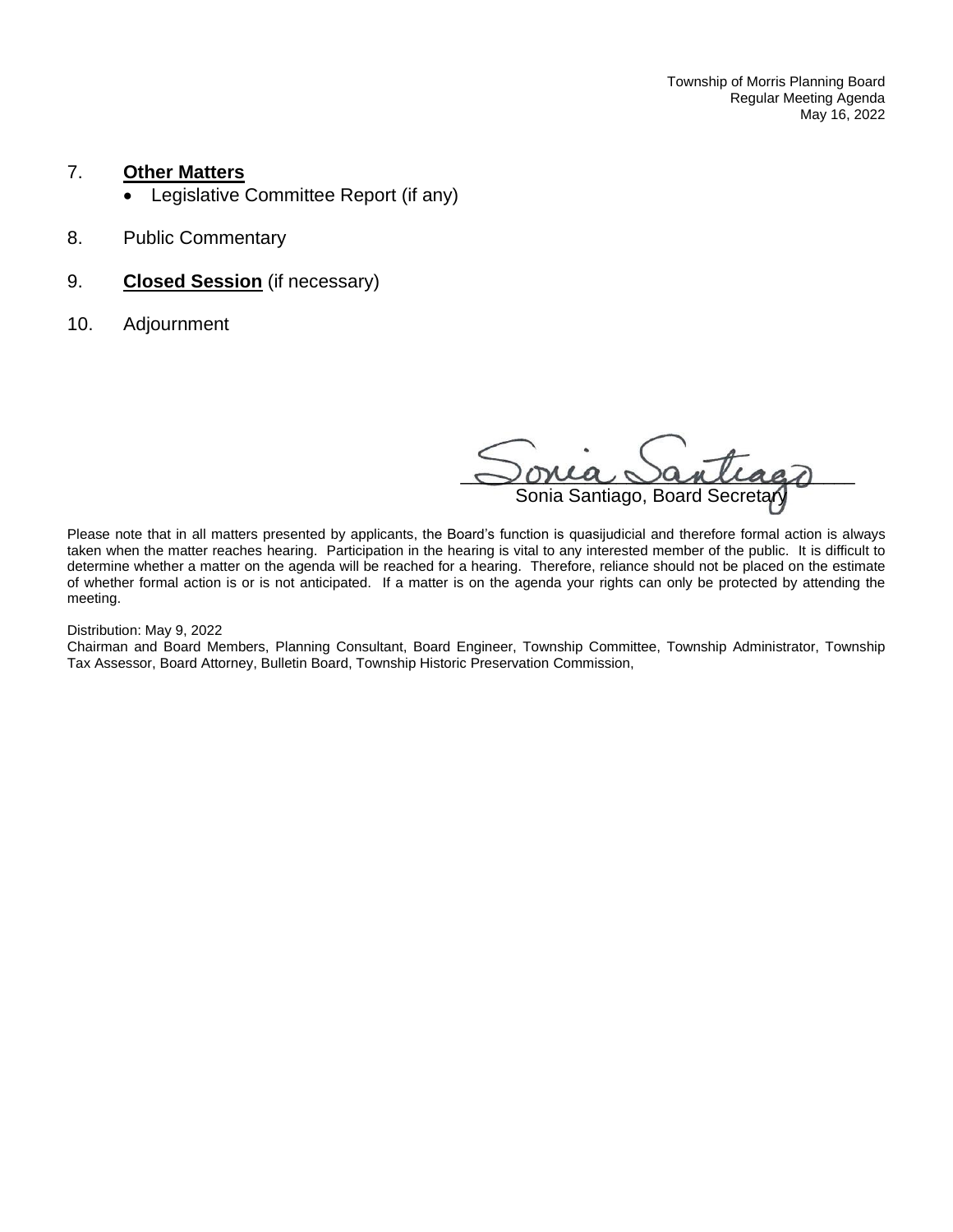7. **Other Matters**
   - Legislative Committee Report (if any)

8. Public Commentary

9. **Closed Session** (if necessary)

10. Adjournment

Sonia Santiago, Board Secretary

Please note that in all matters presented by applicants, the Board's function is quasijudicial and therefore formal action is always taken when the matter reaches hearing. Participation in the hearing is vital to any interested member of the public. It is difficult to determine whether a matter on the agenda will be reached for a hearing. Therefore, reliance should not be placed on the estimate of whether formal action is or is not anticipated. If a matter is on the agenda your rights can only be protected by attending the meeting.

Distribution: May 9, 2022
Chairman and Board Members, Planning Consultant, Board Engineer, Township Committee, Township Administrator, Township Tax Assessor, Board Attorney, Bulletin Board, Township Historic Preservation Commission,